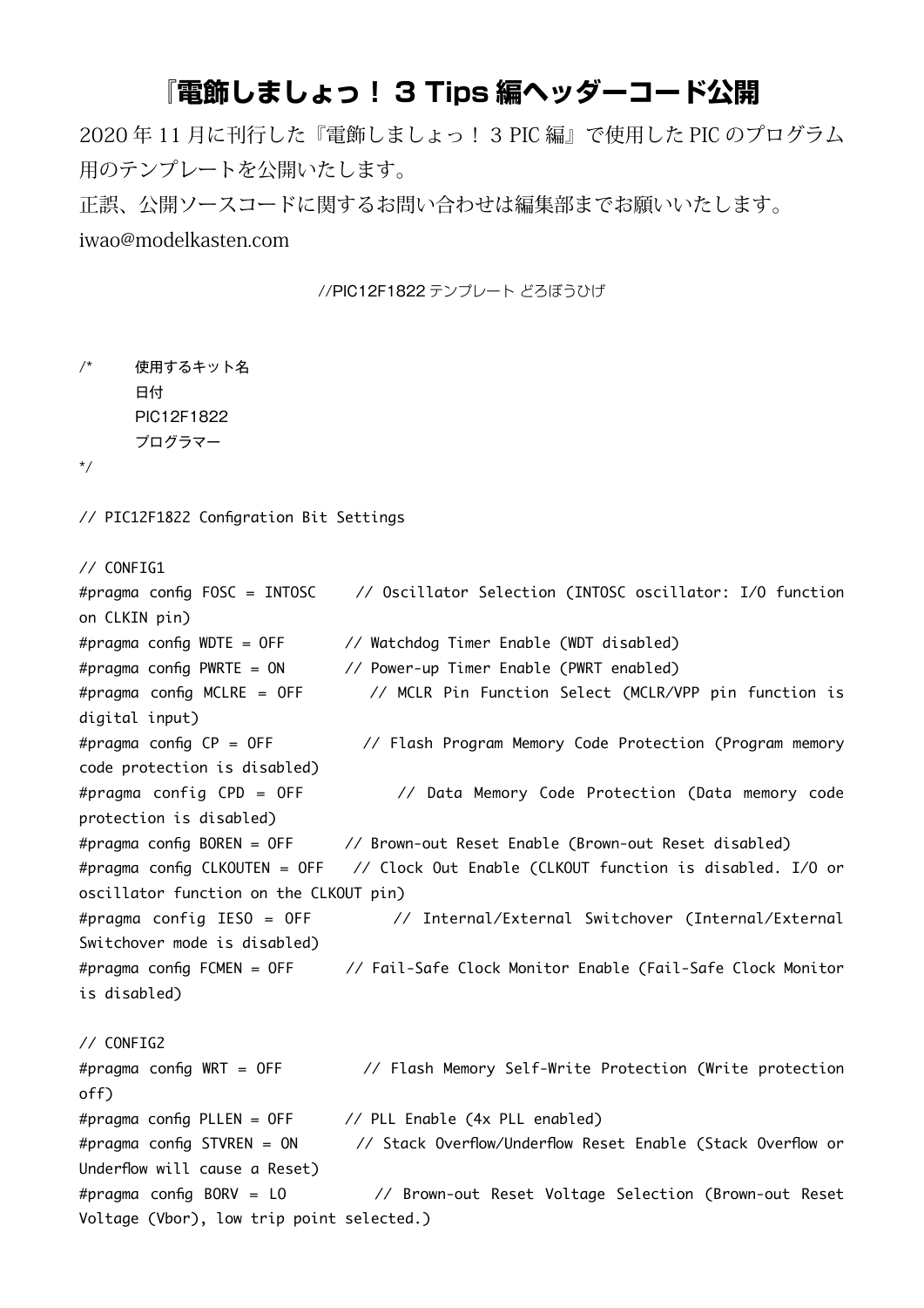# 『電飾しましょっ！３ Tips 編ヘッダーコード公開

2020 年 11 月に刊行した『電飾しましょっ！３ PIC 編』で使用した PIC のプログラム用のテンプレートを公開いたします。

正誤、公開ソースコードに関するお問い合わせは編集部までお願いいたします。

iwao@modelkasten.com

```
//PIC12F1822 テンプレート どろぼうひげ

/*	使用するキット名
	日付
	PIC12F1822
	プログラマー
*/

// PIC12F1822 Configration Bit Settings

// CONFIG1
#pragma config FOSC = INTOSC    // Oscillator Selection (INTOSC oscillator: I/O function on CLKIN pin)
#pragma config WDTE = OFF       // Watchdog Timer Enable (WDT disabled)
#pragma config PWRTE = ON       // Power-up Timer Enable (PWRT enabled)
#pragma config MCLRE = OFF      // MCLR Pin Function Select (MCLR/VPP pin function is digital input)
#pragma config CP = OFF         // Flash Program Memory Code Protection (Program memory code protection is disabled)
#pragma config CPD = OFF        // Data Memory Code Protection (Data memory code protection is disabled)
#pragma config BOREN = OFF      // Brown-out Reset Enable (Brown-out Reset disabled)
#pragma config CLKOUTEN = OFF   // Clock Out Enable (CLKOUT function is disabled. I/O or oscillator function on the CLKOUT pin)
#pragma config IESO = OFF       // Internal/External Switchover (Internal/External Switchover mode is disabled)
#pragma config FCMEN = OFF      // Fail-Safe Clock Monitor Enable (Fail-Safe Clock Monitor is disabled)

// CONFIG2
#pragma config WRT = OFF        // Flash Memory Self-Write Protection (Write protection off)
#pragma config PLLEN = OFF      // PLL Enable (4x PLL enabled)
#pragma config STVREN = ON      // Stack Overflow/Underflow Reset Enable (Stack Overflow or Underflow will cause a Reset)
#pragma config BORV = LO        // Brown-out Reset Voltage Selection (Brown-out Reset Voltage (Vbor), low trip point selected.)
```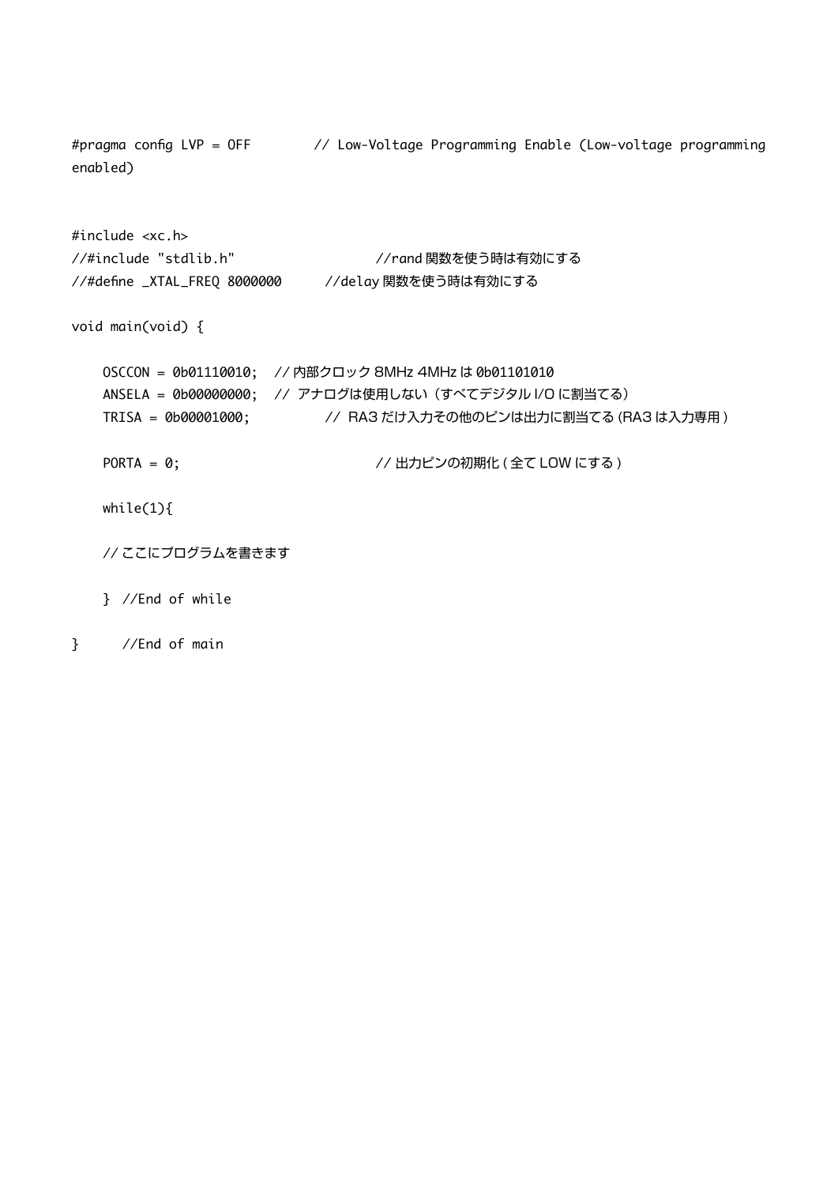```
#pragma config LVP = OFF        // Low-Voltage Programming Enable (Low-voltage programming enabled)


#include <xc.h>
//#include "stdlib.h"                   //rand 関数を使う時は有効にする
//#define _XTAL_FREQ 8000000      //delay 関数を使う時は有効にする

void main(void) {

    OSCCON = 0b01110010;  // 内部クロック 8MHz 4MHz は 0b01101010
    ANSELA = 0b00000000;  // アナログは使用しない（すべてデジタル I/O に割当てる）
    TRISA = 0b00001000;           //  RA3 だけ入力その他のピンは出力に割当てる (RA3 は入力専用 )

    PORTA = 0;                          // 出力ピンの初期化 ( 全て LOW にする )

    while(1){

    // ここにプログラムを書きます

    }  //End of while

}      //End of main
```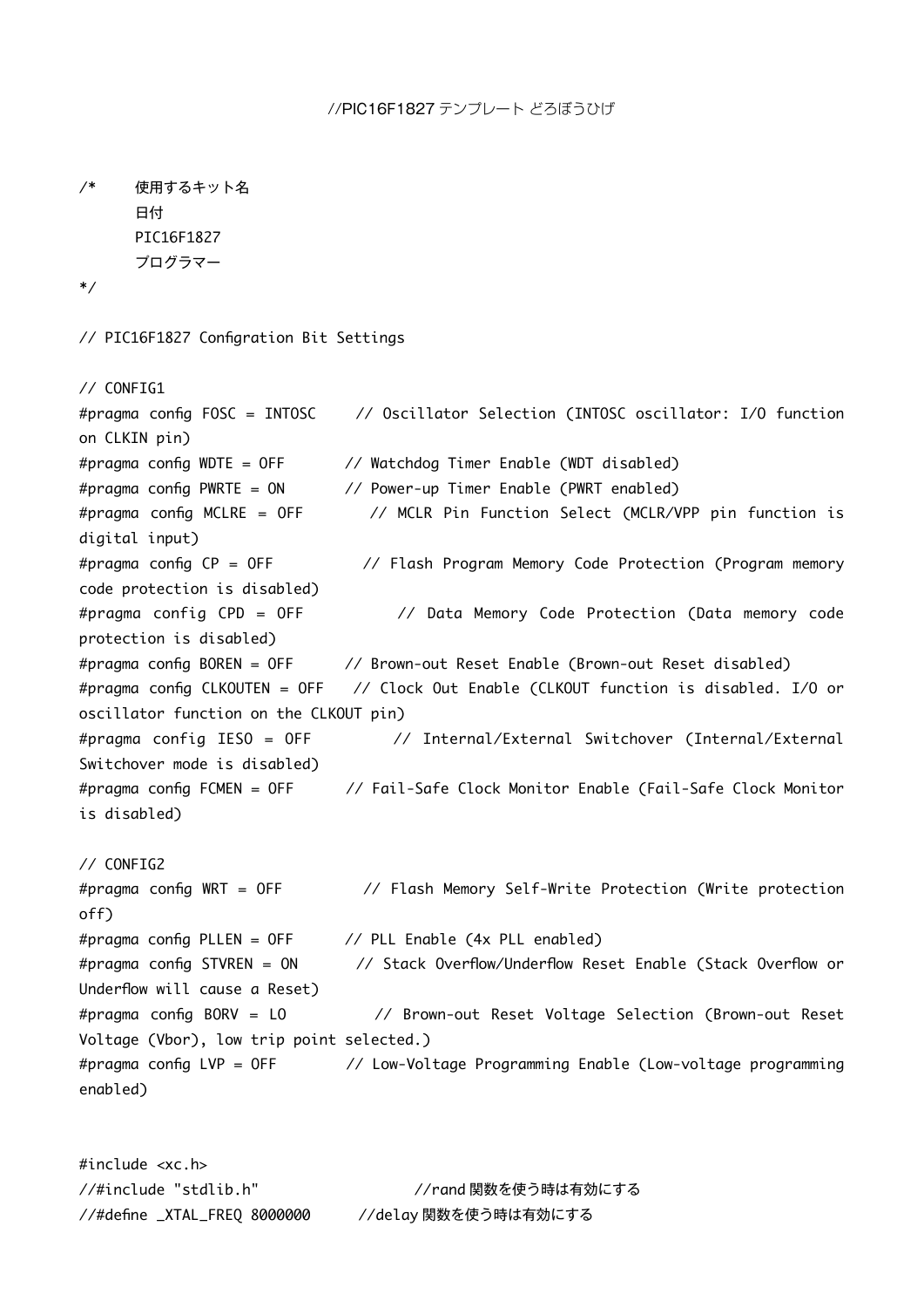//PIC16F1827 テンプレート どろぼうひげ

```
/*	使用するキット名
	日付
	PIC16F1827
	プログラマー
*/

// PIC16F1827 Configration Bit Settings

// CONFIG1
#pragma config FOSC = INTOSC     // Oscillator Selection (INTOSC oscillator: I/O function on CLKIN pin)
#pragma config WDTE = OFF        // Watchdog Timer Enable (WDT disabled)
#pragma config PWRTE = ON        // Power-up Timer Enable (PWRT enabled)
#pragma config MCLRE = OFF       // MCLR Pin Function Select (MCLR/VPP pin function is digital input)
#pragma config CP = OFF          // Flash Program Memory Code Protection (Program memory code protection is disabled)
#pragma config CPD = OFF         // Data Memory Code Protection (Data memory code protection is disabled)
#pragma config BOREN = OFF       // Brown-out Reset Enable (Brown-out Reset disabled)
#pragma config CLKOUTEN = OFF    // Clock Out Enable (CLKOUT function is disabled. I/O or oscillator function on the CLKOUT pin)
#pragma config IESO = OFF        // Internal/External Switchover (Internal/External Switchover mode is disabled)
#pragma config FCMEN = OFF       // Fail-Safe Clock Monitor Enable (Fail-Safe Clock Monitor is disabled)

// CONFIG2
#pragma config WRT = OFF         // Flash Memory Self-Write Protection (Write protection off)
#pragma config PLLEN = OFF       // PLL Enable (4x PLL enabled)
#pragma config STVREN = ON       // Stack Overflow/Underflow Reset Enable (Stack Overflow or Underflow will cause a Reset)
#pragma config BORV = LO         // Brown-out Reset Voltage Selection (Brown-out Reset Voltage (Vbor), low trip point selected.)
#pragma config LVP = OFF         // Low-Voltage Programming Enable (Low-voltage programming enabled)


#include <xc.h>
//#include "stdlib.h"                  //rand 関数を使う時は有効にする
//#define _XTAL_FREQ 8000000     //delay 関数を使う時は有効にする
```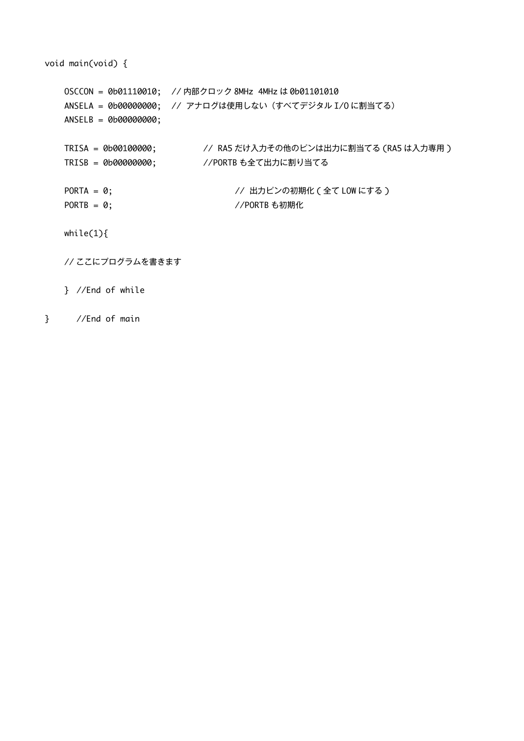```
void main(void) {

    OSCCON = 0b01110010;  // 内部クロック 8MHz  4MHz は 0b01101010
    ANSELA = 0b00000000;  // アナログは使用しない（すべてデジタル I/O に割当てる）
    ANSELB = 0b00000000;

    TRISA = 0b00100000;         // RA5 だけ入力その他のピンは出力に割当てる (RA5 は入力専用 )
    TRISB = 0b00000000;         //PORTB も全て出力に割り当てる

    PORTA = 0;                          // 出力ピンの初期化 ( 全て LOW にする )
    PORTB = 0;                          //PORTB も初期化

    while(1){

    // ここにプログラムを書きます

    }  //End of while

}      //End of main
```